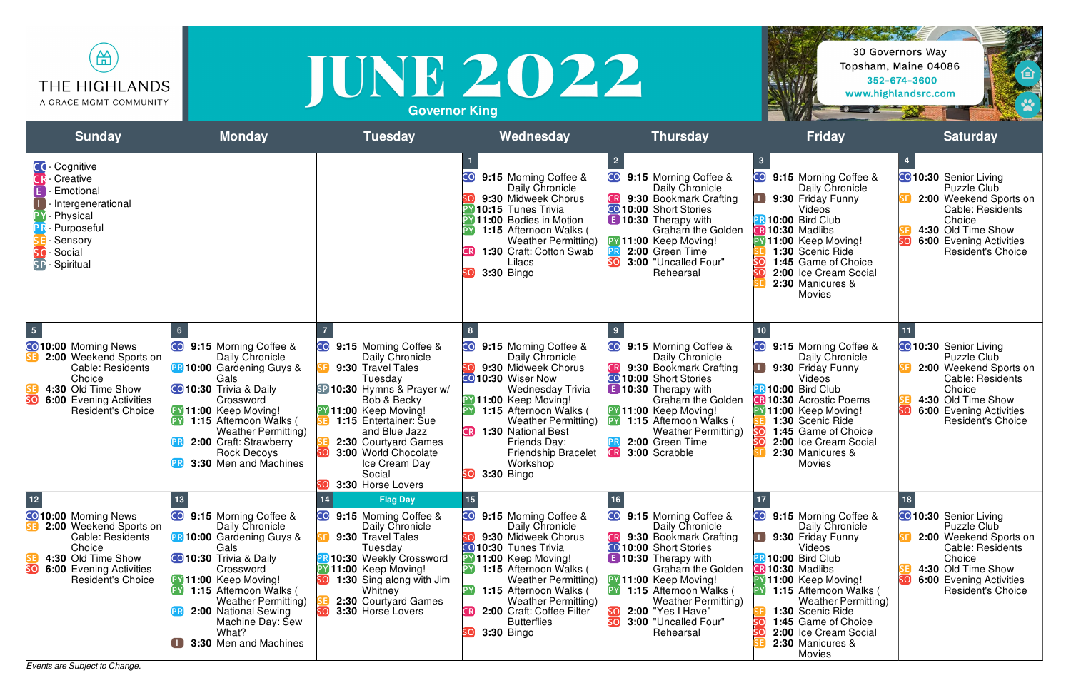THE HIGHLANDS
A GRACE MGMT COMMUNITY

# JUNE 2022

**Governor King**

30 Governors Way
Topsham, Maine 04086
352-674-3600
www.highlandsrc.com

| Sunday | Monday | Tuesday | Wednesday | Thursday | Friday | Saturday |
|---|---|---|---|---|---|---|
| CO - Cognitive<br>CR - Creative<br>E - Emotional<br>I - Intergenerational<br>PY - Physical<br>PR - Purposeful<br>SE - Sensory<br>SO - Social<br>SP - Spiritual | | | **1**<br>CO 9:15 Morning Coffee & Daily Chronicle<br>SO 9:30 Midweek Chorus<br>PY 10:15 Tunes Trivia<br>PY 11:00 Bodies in Motion<br>PY 1:15 Afternoon Walks ( Weather Permitting)<br>CR 1:30 Craft: Cotton Swab Lilacs<br>SO 3:30 Bingo | **2**<br>CO 9:15 Morning Coffee & Daily Chronicle<br>CR 9:30 Bookmark Crafting<br>CO 10:00 Short Stories<br>E 10:30 Therapy with Graham the Golden<br>PY 11:00 Keep Moving!<br>PR 2:00 Green Time<br>SO 3:00 "Uncalled Four" Rehearsal | **3**<br>CO 9:15 Morning Coffee & Daily Chronicle<br>I 9:30 Friday Funny Videos<br>PR 10:00 Bird Club<br>CR 10:30 Madlibs<br>PY 11:00 Keep Moving!<br>SE 1:30 Scenic Ride<br>SO 1:45 Game of Choice<br>SO 2:00 Ice Cream Social<br>SE 2:30 Manicures & Movies | **4**<br>CO 10:30 Senior Living Puzzle Club<br>SE 2:00 Weekend Sports on Cable: Residents Choice<br>SE 4:30 Old Time Show<br>SO 6:00 Evening Activities Resident's Choice |
| **5**<br>CO 10:00 Morning News<br>SE 2:00 Weekend Sports on Cable: Residents Choice<br>SE 4:30 Old Time Show<br>SO 6:00 Evening Activities Resident's Choice | **6**<br>CO 9:15 Morning Coffee & Daily Chronicle<br>PR 10:00 Gardening Guys & Gals<br>CO 10:30 Trivia & Daily Crossword<br>PY 11:00 Keep Moving!<br>PY 1:15 Afternoon Walks ( Weather Permitting)<br>PR 2:00 Craft: Strawberry Rock Decoys<br>PR 3:30 Men and Machines | **7**<br>CO 9:15 Morning Coffee & Daily Chronicle<br>SE 9:30 Travel Tales Tuesday<br>SP 10:30 Hymns & Prayer w/ Bob & Becky<br>PY 11:00 Keep Moving!<br>SE 1:15 Entertainer: Sue and Blue Jazz<br>SE 2:30 Courtyard Games<br>SO 3:00 World Chocolate Ice Cream Day Social<br>SO 3:30 Horse Lovers | **8**<br>CO 9:15 Morning Coffee & Daily Chronicle<br>SO 9:30 Midweek Chorus<br>CO 10:30 Wiser Now Wednesday Trivia<br>PY 11:00 Keep Moving!<br>PY 1:15 Afternoon Walks ( Weather Permitting)<br>CR 1:30 National Best Friends Day: Friendship Bracelet Workshop<br>SO 3:30 Bingo | **9**<br>CO 9:15 Morning Coffee & Daily Chronicle<br>CR 9:30 Bookmark Crafting<br>CO 10:00 Short Stories<br>E 10:30 Therapy with Graham the Golden<br>PY 11:00 Keep Moving!<br>PY 1:15 Afternoon Walks ( Weather Permitting)<br>PR 2:00 Green Time<br>CR 3:00 Scrabble | **10**<br>CO 9:15 Morning Coffee & Daily Chronicle<br>I 9:30 Friday Funny Videos<br>PR 10:00 Bird Club<br>CR 10:30 Acrostic Poems<br>PY 11:00 Keep Moving!<br>SE 1:30 Scenic Ride<br>SO 1:45 Game of Choice<br>SO 2:00 Ice Cream Social<br>SE 2:30 Manicures & Movies | **11**<br>CO 10:30 Senior Living Puzzle Club<br>SE 2:00 Weekend Sports on Cable: Residents Choice<br>SE 4:30 Old Time Show<br>SO 6:00 Evening Activities Resident's Choice |
| **12**<br>CO 10:00 Morning News<br>SE 2:00 Weekend Sports on Cable: Residents Choice<br>SE 4:30 Old Time Show<br>SO 6:00 Evening Activities Resident's Choice | **13**<br>CO 9:15 Morning Coffee & Daily Chronicle<br>PR 10:00 Gardening Guys & Gals<br>CO 10:30 Trivia & Daily Crossword<br>PY 11:00 Keep Moving!<br>PY 1:15 Afternoon Walks ( Weather Permitting)<br>PR 2:00 National Sewing Machine Day: Sew What?<br>I 3:30 Men and Machines | **14** Flag Day<br>CO 9:15 Morning Coffee & Daily Chronicle<br>SE 9:30 Travel Tales Tuesday<br>PR 10:30 Weekly Crossword<br>PY 11:00 Keep Moving!<br>SO 1:30 Sing along with Jim Whitney<br>SE 2:30 Courtyard Games<br>SO 3:30 Horse Lovers | **15**<br>CO 9:15 Morning Coffee & Daily Chronicle<br>SO 9:30 Midweek Chorus<br>CO 10:30 Tunes Trivia<br>PY 11:00 Keep Moving!<br>PY 1:15 Afternoon Walks ( Weather Permitting)<br>PY 1:15 Afternoon Walks ( Weather Permitting)<br>CR 2:00 Craft: Coffee Filter Butterflies<br>SO 3:30 Bingo | **16**<br>CO 9:15 Morning Coffee & Daily Chronicle<br>CR 9:30 Bookmark Crafting<br>CO 10:00 Short Stories<br>E 10:30 Therapy with Graham the Golden<br>PY 11:00 Keep Moving!<br>PY 1:15 Afternoon Walks ( Weather Permitting)<br>SO 2:00 "Yes I Have"<br>SO 3:00 "Uncalled Four" Rehearsal | **17**<br>CO 9:15 Morning Coffee & Daily Chronicle<br>I 9:30 Friday Funny Videos<br>PR 10:00 Bird Club<br>CR 10:30 Madlibs<br>PY 11:00 Keep Moving!<br>PY 1:15 Afternoon Walks ( Weather Permitting)<br>SE 1:30 Scenic Ride<br>SO 1:45 Game of Choice<br>SO 2:00 Ice Cream Social<br>SE 2:30 Manicures & Movies | **18**<br>CO 10:30 Senior Living Puzzle Club<br>SE 2:00 Weekend Sports on Cable: Residents Choice<br>SE 4:30 Old Time Show<br>SO 6:00 Evening Activities Resident's Choice |

*Events are Subject to Change.*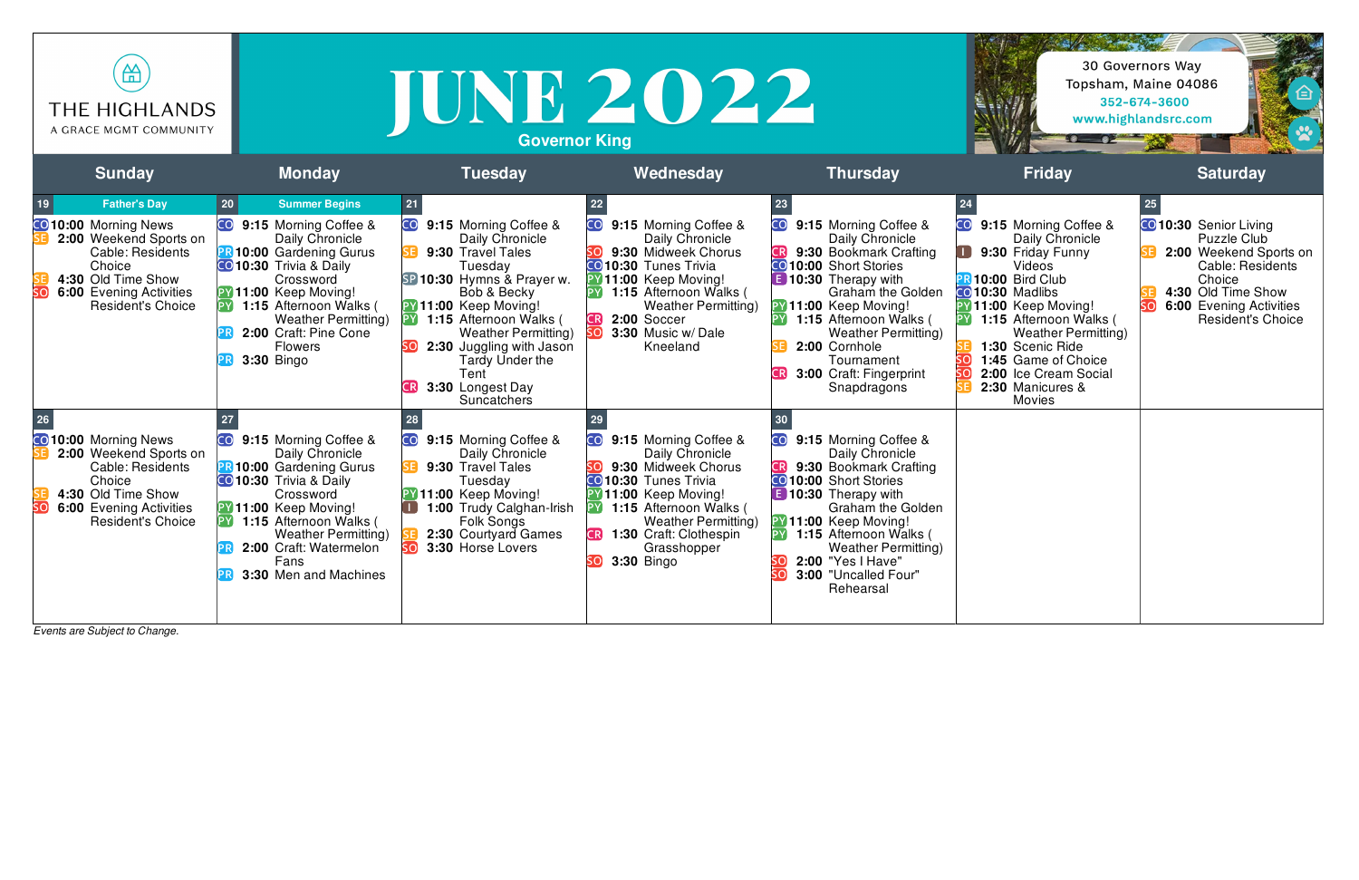THE HIGHLANDS
A GRACE MGMT COMMUNITY

# JUNE 2022

**Governor King**

30 Governors Way
Topsham, Maine 04086
352-674-3600
www.highlandsrc.com

| Sunday | Monday | Tuesday | Wednesday | Thursday | Friday | Saturday |
|---|---|---|---|---|---|---|
| **19** Father's Day<br>CO **10:00** Morning News<br>SE **2:00** Weekend Sports on Cable: Residents Choice<br>SE **4:30** Old Time Show<br>SO **6:00** Evening Activities Resident's Choice | **20** Summer Begins<br>CO **9:15** Morning Coffee & Daily Chronicle<br>PR **10:00** Gardening Gurus<br>CO **10:30** Trivia & Daily Crossword<br>PY **11:00** Keep Moving!<br>PY **1:15** Afternoon Walks ( Weather Permitting)<br>PR **2:00** Craft: Pine Cone Flowers<br>PR **3:30** Bingo | **21**<br>CO **9:15** Morning Coffee & Daily Chronicle<br>SE **9:30** Travel Tales Tuesday<br>SP **10:30** Hymns & Prayer w. Bob & Becky<br>PY **11:00** Keep Moving!<br>PY **1:15** Afternoon Walks ( Weather Permitting)<br>SO **2:30** Juggling with Jason Tardy Under the Tent<br>CR **3:30** Longest Day Suncatchers | **22**<br>CO **9:15** Morning Coffee & Daily Chronicle<br>SO **9:30** Midweek Chorus<br>CO **10:30** Tunes Trivia<br>PY **11:00** Keep Moving!<br>PY **1:15** Afternoon Walks ( Weather Permitting)<br>CR **2:00** Soccer<br>SO **3:30** Music w/ Dale Kneeland | **23**<br>CO **9:15** Morning Coffee & Daily Chronicle<br>CR **9:30** Bookmark Crafting<br>CO **10:00** Short Stories<br>E **10:30** Therapy with Graham the Golden<br>PY **11:00** Keep Moving!<br>PY **1:15** Afternoon Walks ( Weather Permitting)<br>SE **2:00** Cornhole Tournament<br>CR **3:00** Craft: Fingerprint Snapdragons | **24**<br>CO **9:15** Morning Coffee & Daily Chronicle<br>I **9:30** Friday Funny Videos<br>PR **10:00** Bird Club<br>CO **10:30** Madlibs<br>PY **11:00** Keep Moving!<br>PY **1:15** Afternoon Walks ( Weather Permitting)<br>SE **1:30** Scenic Ride<br>SO **1:45** Game of Choice<br>SO **2:00** Ice Cream Social<br>SE **2:30** Manicures & Movies | **25**<br>CO **10:30** Senior Living Puzzle Club<br>SE **2:00** Weekend Sports on Cable: Residents Choice<br>SE **4:30** Old Time Show<br>SO **6:00** Evening Activities Resident's Choice |
| **26**<br>CO **10:00** Morning News<br>SE **2:00** Weekend Sports on Cable: Residents Choice<br>SE **4:30** Old Time Show<br>SO **6:00** Evening Activities Resident's Choice | **27**<br>CO **9:15** Morning Coffee & Daily Chronicle<br>PR **10:00** Gardening Gurus<br>CO **10:30** Trivia & Daily Crossword<br>PY **11:00** Keep Moving!<br>PY **1:15** Afternoon Walks ( Weather Permitting)<br>PR **2:00** Craft: Watermelon Fans<br>PR **3:30** Men and Machines | **28**<br>CO **9:15** Morning Coffee & Daily Chronicle<br>SE **9:30** Travel Tales Tuesday<br>PY **11:00** Keep Moving!<br>I **1:00** Trudy Calghan-Irish Folk Songs<br>SE **2:30** Courtyard Games<br>SO **3:30** Horse Lovers | **29**<br>CO **9:15** Morning Coffee & Daily Chronicle<br>SO **9:30** Midweek Chorus<br>CO **10:30** Tunes Trivia<br>PY **11:00** Keep Moving!<br>PY **1:15** Afternoon Walks ( Weather Permitting)<br>CR **1:30** Craft: Clothespin Grasshopper<br>SO **3:30** Bingo | **30**<br>CO **9:15** Morning Coffee & Daily Chronicle<br>CR **9:30** Bookmark Crafting<br>CO **10:00** Short Stories<br>E **10:30** Therapy with Graham the Golden<br>PY **11:00** Keep Moving!<br>PY **1:15** Afternoon Walks ( Weather Permitting)<br>SO **2:00** "Yes I Have"<br>SO **3:00** "Uncalled Four" Rehearsal | | |

*Events are Subject to Change.*